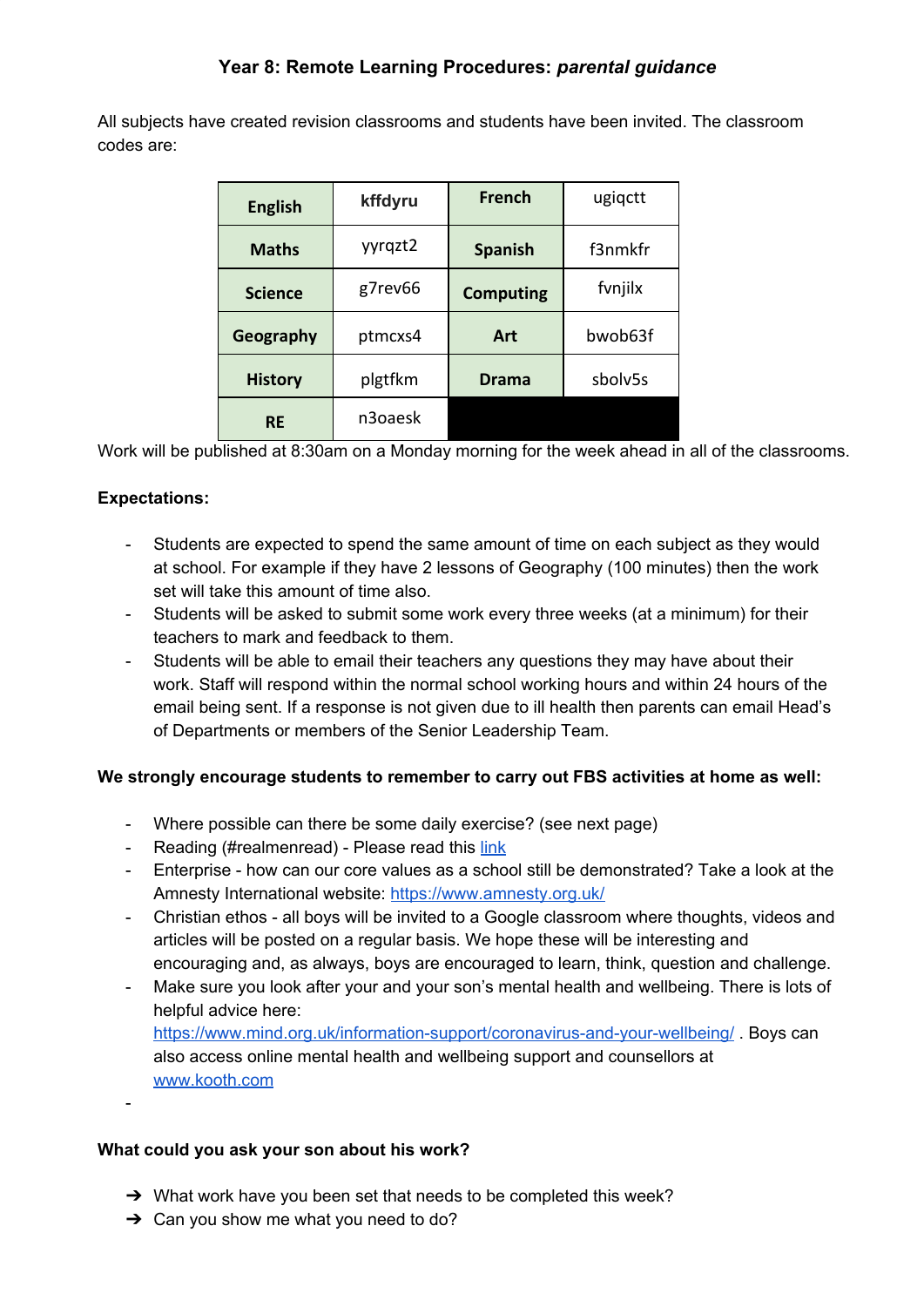## Year 8: Remote Learning Procedures: *parental guidance*

All subjects have created revision classrooms and students have been invited. The classroom codes are:

| | | | |
|---|---|---|---|
| **English** | kffdyru | **French** | ugiqctt |
| **Maths** | yyrqzt2 | **Spanish** | f3nmkfr |
| **Science** | g7rev66 | **Computing** | fvnjilx |
| **Geography** | ptmcxs4 | **Art** | bwob63f |
| **History** | plgtfkm | **Drama** | sbolv5s |
| **RE** | n3oaesk | | |

Work will be published at 8:30am on a Monday morning for the week ahead in all of the classrooms.

**Expectations:**

- Students are expected to spend the same amount of time on each subject as they would at school. For example if they have 2 lessons of Geography (100 minutes) then the work set will take this amount of time also.
- Students will be asked to submit some work every three weeks (at a minimum) for their teachers to mark and feedback to them.
- Students will be able to email their teachers any questions they may have about their work. Staff will respond within the normal school working hours and within 24 hours of the email being sent. If a response is not given due to ill health then parents can email Head's of Departments or members of the Senior Leadership Team.

**We strongly encourage students to remember to carry out FBS activities at home as well:**

- Where possible can there be some daily exercise? (see next page)
- Reading (#realmenread) - Please read this [link]()
- Enterprise - how can our core values as a school still be demonstrated? Take a look at the Amnesty International website: [https://www.amnesty.org.uk/](https://www.amnesty.org.uk/)
- Christian ethos - all boys will be invited to a Google classroom where thoughts, videos and articles will be posted on a regular basis. We hope these will be interesting and encouraging and, as always, boys are encouraged to learn, think, question and challenge.
- Make sure you look after your and your son's mental health and wellbeing. There is lots of helpful advice here: [https://www.mind.org.uk/information-support/coronavirus-and-your-wellbeing/](https://www.mind.org.uk/information-support/coronavirus-and-your-wellbeing/) . Boys can also access online mental health and wellbeing support and counsellors at [www.kooth.com](www.kooth.com)
-

**What could you ask your son about his work?**

- ➔ What work have you been set that needs to be completed this week?
- ➔ Can you show me what you need to do?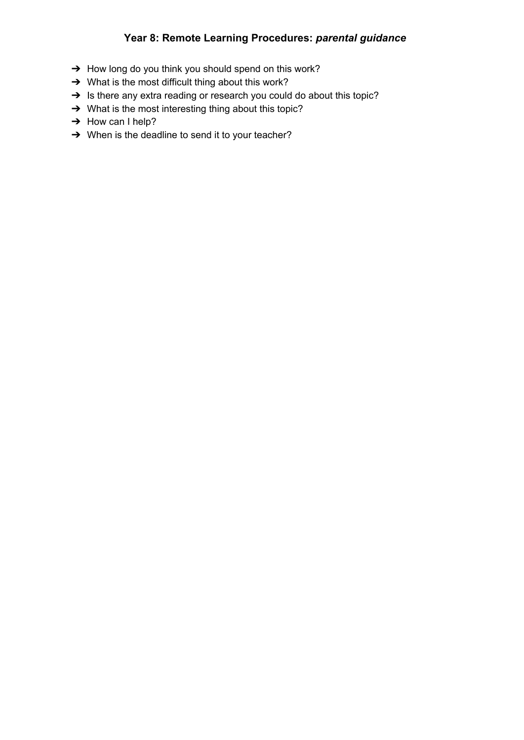## Year 8: Remote Learning Procedures: *parental guidance*

- ➔ How long do you think you should spend on this work?
- ➔ What is the most difficult thing about this work?
- ➔ Is there any extra reading or research you could do about this topic?
- ➔ What is the most interesting thing about this topic?
- ➔ How can I help?
- ➔ When is the deadline to send it to your teacher?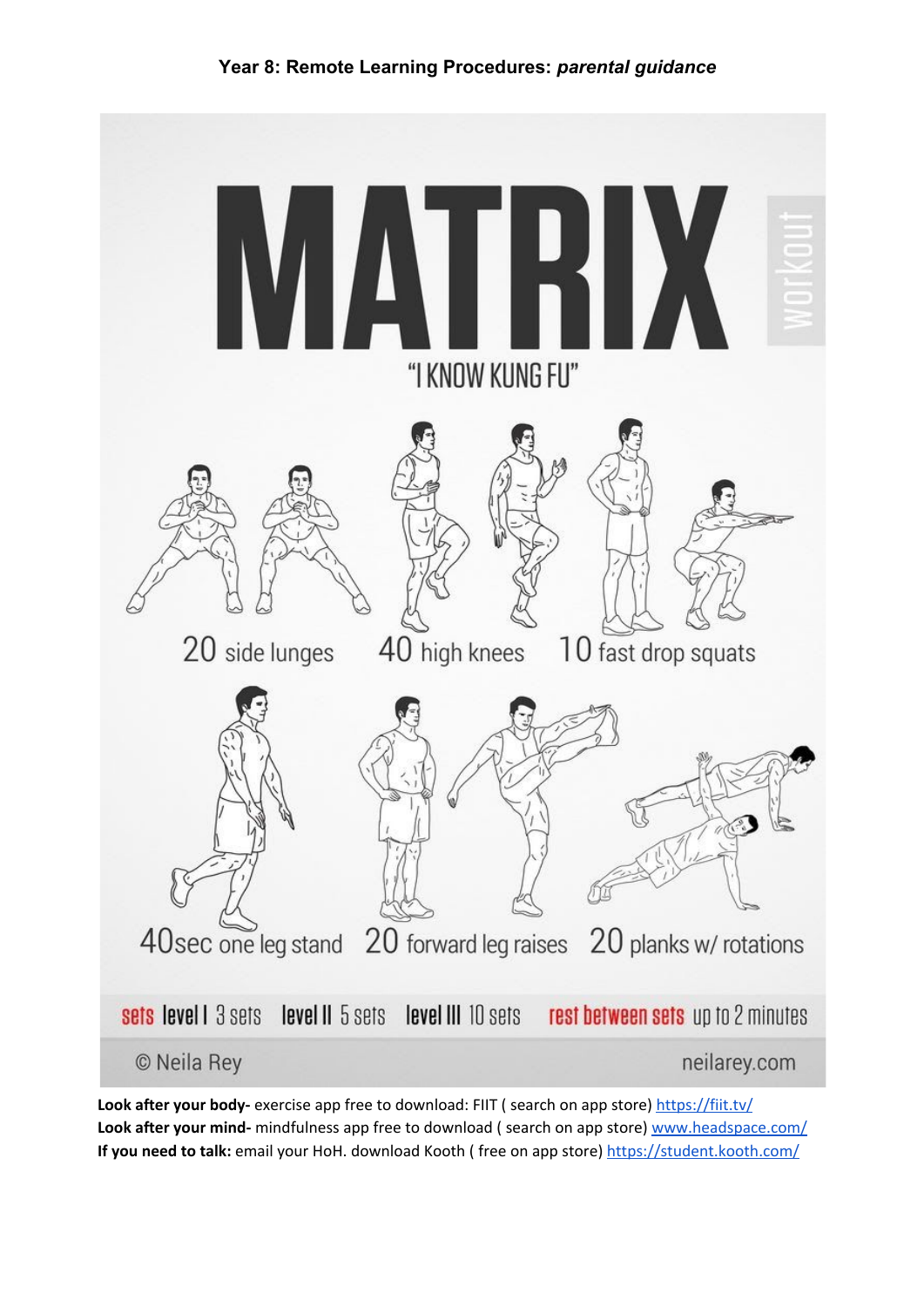**Year 8: Remote Learning Procedures:** ***parental guidance***

# MATRIX

workout

"I KNOW KUNG FU"

20 side lunges

40 high knees

10 fast drop squats

40sec one leg stand

20 forward leg raises

20 planks w/ rotations

sets level I 3 sets level II 5 sets level III 10 sets rest between sets up to 2 minutes

© Neila Rey neilarey.com

**Look after your body-** exercise app free to download: FIIT ( search on app store) https://fiit.tv/

**Look after your mind-** mindfulness app free to download ( search on app store) www.headspace.com/

**If you need to talk:** email your HoH. download Kooth ( free on app store) https://student.kooth.com/